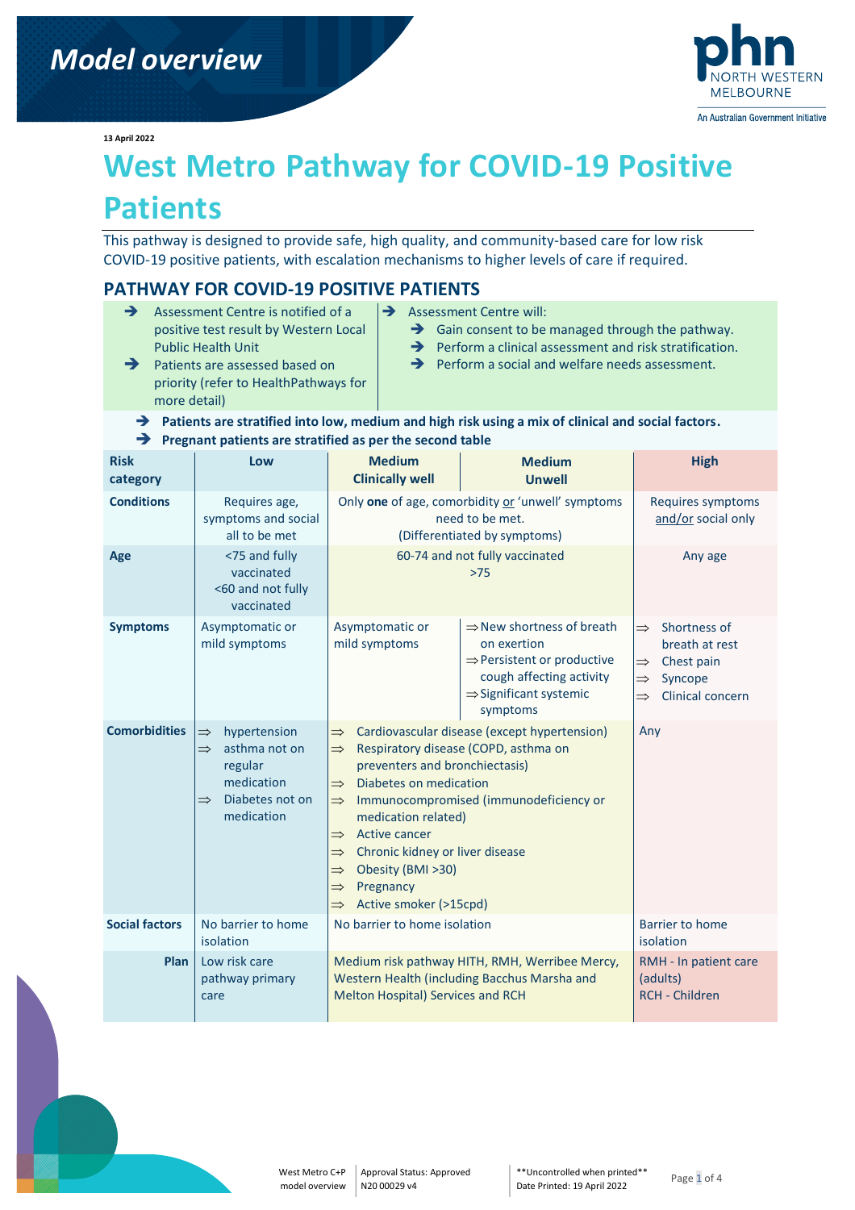Model overview

13 April 2022

# West Metro Pathway for COVID-19 Positive Patients

This pathway is designed to provide safe, high quality, and community-based care for low risk COVID-19 positive patients, with escalation mechanisms to higher levels of care if required.

## PATHWAY FOR COVID-19 POSITIVE PATIENTS

- ➔ Assessment Centre is notified of a positive test result by Western Local Public Health Unit
- ➔ Patients are assessed based on priority (refer to HealthPathways for more detail)

- ➔ Assessment Centre will:
  - ➔ Gain consent to be managed through the pathway.
  - ➔ Perform a clinical assessment and risk stratification.
  - ➔ Perform a social and welfare needs assessment.

- ➔ **Patients are stratified into low, medium and high risk using a mix of clinical and social factors.**
- ➔ **Pregnant patients are stratified as per the second table**

| Risk category | Low | Medium Clinically well | Medium Unwell | High |
|---|---|---|---|---|
| **Conditions** | Requires age, symptoms and social all to be met | Only **one** of age, comorbidity or 'unwell' symptoms need to be met. (Differentiated by symptoms) | | Requires symptoms and/or social only |
| **Age** | <75 and fully vaccinated <br> <60 and not fully vaccinated | 60-74 and not fully vaccinated <br> >75 | | Any age |
| **Symptoms** | Asymptomatic or mild symptoms | Asymptomatic or mild symptoms | ⇒ New shortness of breath on exertion <br> ⇒ Persistent or productive cough affecting activity <br> ⇒ Significant systemic symptoms | ⇒ Shortness of breath at rest <br> ⇒ Chest pain <br> ⇒ Syncope <br> ⇒ Clinical concern |
| **Comorbidities** | ⇒ hypertension <br> ⇒ asthma not on regular medication <br> ⇒ Diabetes not on medication | ⇒ Cardiovascular disease (except hypertension) <br> ⇒ Respiratory disease (COPD, asthma on preventers and bronchiectasis) <br> ⇒ Diabetes on medication <br> ⇒ Immunocompromised (immunodeficiency or medication related) <br> ⇒ Active cancer <br> ⇒ Chronic kidney or liver disease <br> ⇒ Obesity (BMI >30) <br> ⇒ Pregnancy <br> ⇒ Active smoker (>15cpd) | | Any |
| **Social factors** | No barrier to home isolation | No barrier to home isolation | | Barrier to home isolation |
| **Plan** | Low risk care pathway primary care | Medium risk pathway HITH, RMH, Werribee Mercy, Western Health (including Bacchus Marsha and Melton Hospital) Services and RCH | | RMH - In patient care (adults) <br> RCH - Children |

West Metro C+P model overview | Approval Status: Approved N20 00029 v4 | **Uncontrolled when printed** Date Printed: 19 April 2022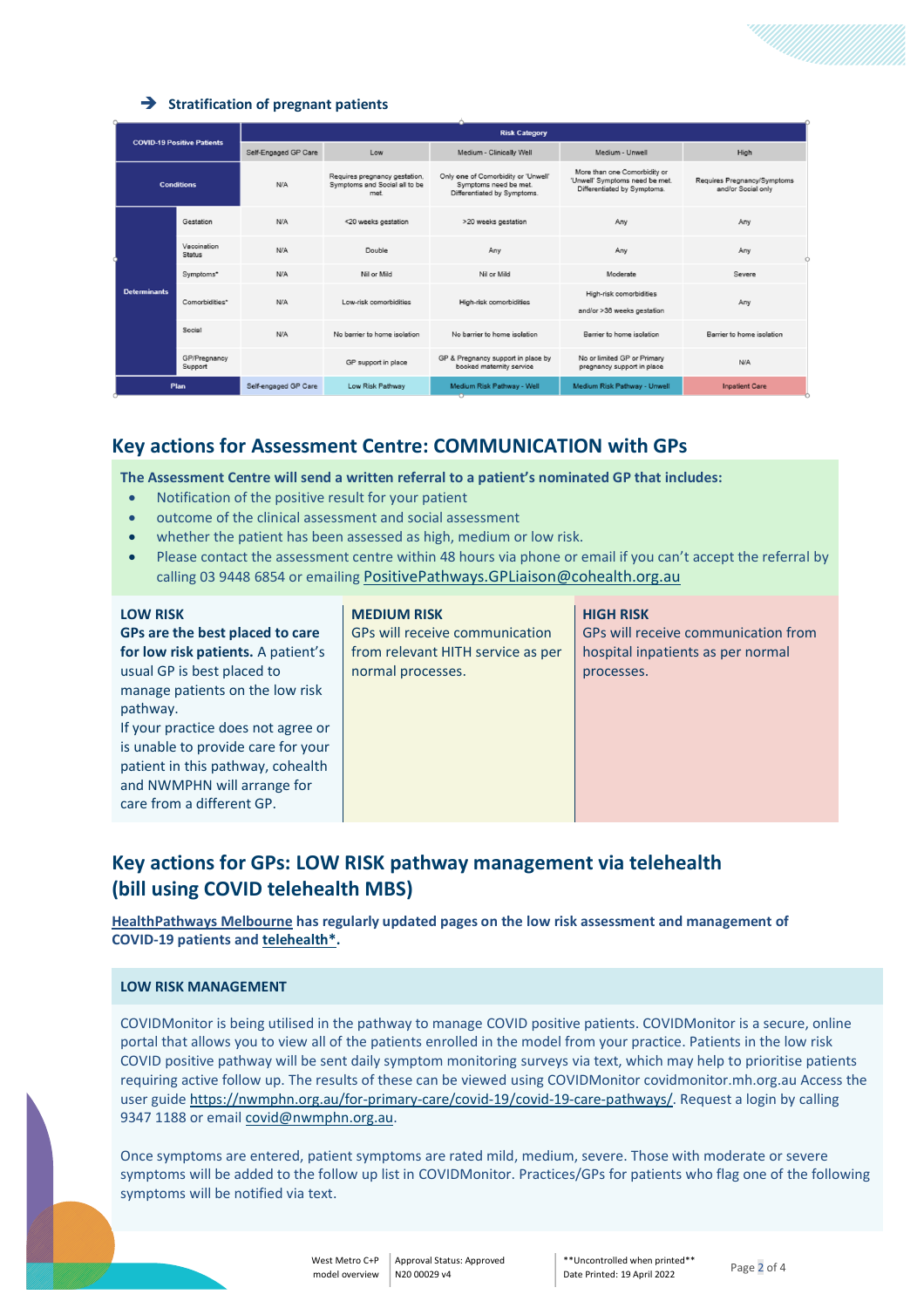### ➔ Stratification of pregnant patients

| COVID-19 Positive Patients | | Risk Category | | | | |
|---|---|---|---|---|---|---|
| | | Self-Engaged GP Care | Low | Medium - Clinically Well | Medium - Unwell | High |
| Conditions | | N/A | Requires pregnancy gestation. Symptoms and Social all to be met. | Only one of Comorbidity or 'Unwell' Symptoms need be met. Differentiated by Symptoms. | More than one Comorbidity or 'Unwell' Symptoms need be met. Differentiated by Symptoms. | Requires Pregnancy/Symptoms and/or Social only |
| Determinants | Gestation | N/A | <20 weeks gestation | >20 weeks gestation | Any | Any |
| | Vaccination Status | N/A | Double | Any | Any | Any |
| | Symptoms* | N/A | Nil or Mild | Nil or Mild | Moderate | Severe |
| | Comorbidities* | N/A | Low-risk comorbidities | High-risk comorbidities | High-risk comorbidities and/or >36 weeks gestation | Any |
| | Social | N/A | No barrier to home isolation | No barrier to home isolation | Barrier to home isolation | Barrier to home isolation |
| | GP/Pregnancy Support | | GP support in place | GP & Pregnancy support in place by booked maternity service | No or limited GP or Primary pregnancy support in place | N/A |
| Plan | | Self-engaged GP Care | Low Risk Pathway | Medium Risk Pathway - Well | Medium Risk Pathway - Unwell | Inpatient Care |

## Key actions for Assessment Centre: COMMUNICATION with GPs

**The Assessment Centre will send a written referral to a patient's nominated GP that includes:**

- Notification of the positive result for your patient
- outcome of the clinical assessment and social assessment
- whether the patient has been assessed as high, medium or low risk.
- Please contact the assessment centre within 48 hours via phone or email if you can't accept the referral by calling 03 9448 6854 or emailing PositivePathways.GPLiaison@cohealth.org.au

**LOW RISK**
**GPs are the best placed to care for low risk patients.** A patient's usual GP is best placed to manage patients on the low risk pathway.
If your practice does not agree or is unable to provide care for your patient in this pathway, cohealth and NWMPHN will arrange for care from a different GP.

**MEDIUM RISK**
GPs will receive communication from relevant HITH service as per normal processes.

**HIGH RISK**
GPs will receive communication from hospital inpatients as per normal processes.

## Key actions for GPs: LOW RISK pathway management via telehealth (bill using COVID telehealth MBS)

**HealthPathways Melbourne has regularly updated pages on the low risk assessment and management of COVID-19 patients and telehealth*.**

**LOW RISK MANAGEMENT**

COVIDMonitor is being utilised in the pathway to manage COVID positive patients. COVIDMonitor is a secure, online portal that allows you to view all of the patients enrolled in the model from your practice. Patients in the low risk COVID positive pathway will be sent daily symptom monitoring surveys via text, which may help to prioritise patients requiring active follow up. The results of these can be viewed using COVIDMonitor covidmonitor.mh.org.au Access the user guide https://nwmphn.org.au/for-primary-care/covid-19/covid-19-care-pathways/. Request a login by calling 9347 1188 or email covid@nwmphn.org.au.

Once symptoms are entered, patient symptoms are rated mild, medium, severe. Those with moderate or severe symptoms will be added to the follow up list in COVIDMonitor. Practices/GPs for patients who flag one of the following symptoms will be notified via text.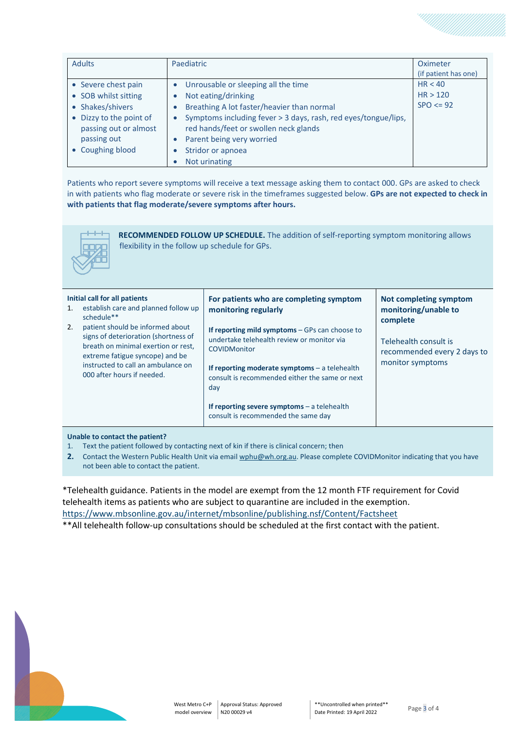| Adults | Paediatric | Oximeter (if patient has one) |
|---|---|---|
| • Severe chest pain<br>• SOB whilst sitting<br>• Shakes/shivers<br>• Dizzy to the point of passing out or almost passing out<br>• Coughing blood | • Unrousable or sleeping all the time<br>• Not eating/drinking<br>• Breathing A lot faster/heavier than normal<br>• Symptoms including fever > 3 days, rash, red eyes/tongue/lips, red hands/feet or swollen neck glands<br>• Parent being very worried<br>• Stridor or apnoea<br>• Not urinating | HR < 40<br>HR > 120<br>SPO <= 92 |

Patients who report severe symptoms will receive a text message asking them to contact 000. GPs are asked to check in with patients who flag moderate or severe risk in the timeframes suggested below. **GPs are not expected to check in with patients that flag moderate/severe symptoms after hours.**

**RECOMMENDED FOLLOW UP SCHEDULE.** The addition of self-reporting symptom monitoring allows flexibility in the follow up schedule for GPs.

| Initial call for all patients | For patients who are completing symptom monitoring regularly | Not completing symptom monitoring/unable to complete |
|---|---|---|
| 1. establish care and planned follow up schedule**<br>2. patient should be informed about signs of deterioration (shortness of breath on minimal exertion or rest, extreme fatigue syncope) and be instructed to call an ambulance on 000 after hours if needed. | **If reporting mild symptoms** – GPs can choose to undertake telehealth review or monitor via COVIDMonitor<br><br>**If reporting moderate symptoms** – a telehealth consult is recommended either the same or next day<br><br>**If reporting severe symptoms** – a telehealth consult is recommended the same day | Telehealth consult is recommended every 2 days to monitor symptoms |

**Unable to contact the patient?**

1. Text the patient followed by contacting next of kin if there is clinical concern; then
2. Contact the Western Public Health Unit via email wphu@wh.org.au. Please complete COVIDMonitor indicating that you have not been able to contact the patient.

*Telehealth guidance. Patients in the model are exempt from the 12 month FTF requirement for Covid telehealth items as patients who are subject to quarantine are included in the exemption.
https://www.mbsonline.gov.au/internet/mbsonline/publishing.nsf/Content/Factsheet

**All telehealth follow-up consultations should be scheduled at the first contact with the patient.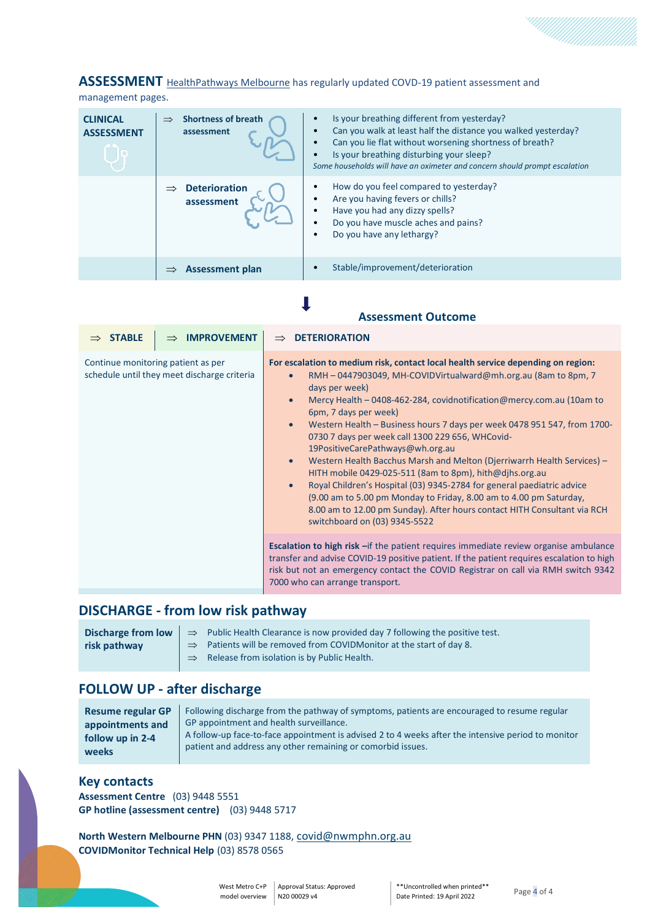## ASSESSMENT

HealthPathways Melbourne has regularly updated COVID-19 patient assessment and management pages.

| | | |
|---|---|---|
| **CLINICAL ASSESSMENT** | ⇒ **Shortness of breath assessment** | • Is your breathing different from yesterday?<br>• Can you walk at least half the distance you walked yesterday?<br>• Can you lie flat without worsening shortness of breath?<br>• Is your breathing disturbing your sleep?<br>*Some households will have an oximeter and concern should prompt escalation* |
| | ⇒ **Deterioration assessment** | • How do you feel compared to yesterday?<br>• Are you having fevers or chills?<br>• Have you had any dizzy spells?<br>• Do you have muscle aches and pains?<br>• Do you have any lethargy? |
| | ⇒ **Assessment plan** | • Stable/improvement/deterioration |

### Assessment Outcome

| ⇒ **STABLE** | ⇒ **IMPROVEMENT** | ⇒ **DETERIORATION** |
|---|---|---|
| Continue monitoring patient as per schedule until they meet discharge criteria | | **For escalation to medium risk, contact local health service depending on region:**<br>• RMH – 0447903049, MH-COVIDVirtualward@mh.org.au (8am to 8pm, 7 days per week)<br>• Mercy Health – 0408-462-284, covidnotification@mercy.com.au (10am to 6pm, 7 days per week)<br>• Western Health – Business hours 7 days per week 0478 951 547, from 1700-0730 7 days per week call 1300 229 656, WHCovid-19PositiveCarePathways@wh.org.au<br>• Western Health Bacchus Marsh and Melton (Djerriwarrh Health Services) – HITH mobile 0429-025-511 (8am to 8pm), hith@djhs.org.au<br>• Royal Children's Hospital (03) 9345-2784 for general paediatric advice (9.00 am to 5.00 pm Monday to Friday, 8.00 am to 4.00 pm Saturday, 8.00 am to 12.00 pm Sunday). After hours contact HITH Consultant via RCH switchboard on (03) 9345-5522<br><br>**Escalation to high risk** –if the patient requires immediate review organise ambulance transfer and advise COVID-19 positive patient. If the patient requires escalation to high risk but not an emergency contact the COVID Registrar on call via RMH switch 9342 7000 who can arrange transport. |

## DISCHARGE - from low risk pathway

| | |
|---|---|
| **Discharge from low risk pathway** | ⇒ Public Health Clearance is now provided day 7 following the positive test.<br>⇒ Patients will be removed from COVIDMonitor at the start of day 8.<br>⇒ Release from isolation is by Public Health. |

## FOLLOW UP - after discharge

| | |
|---|---|
| **Resume regular GP appointments and follow up in 2-4 weeks** | Following discharge from the pathway of symptoms, patients are encouraged to resume regular GP appointment and health surveillance.<br>A follow-up face-to-face appointment is advised 2 to 4 weeks after the intensive period to monitor patient and address any other remaining or comorbid issues. |

## Key contacts

**Assessment Centre** (03) 9448 5551
**GP hotline (assessment centre)** (03) 9448 5717

**North Western Melbourne PHN** (03) 9347 1188, covid@nwmphn.org.au
**COVIDMonitor Technical Help** (03) 8578 0565

West Metro C+P model overview | Approval Status: Approved N20 00029 v4 | **Uncontrolled when printed** Date Printed: 19 April 2022